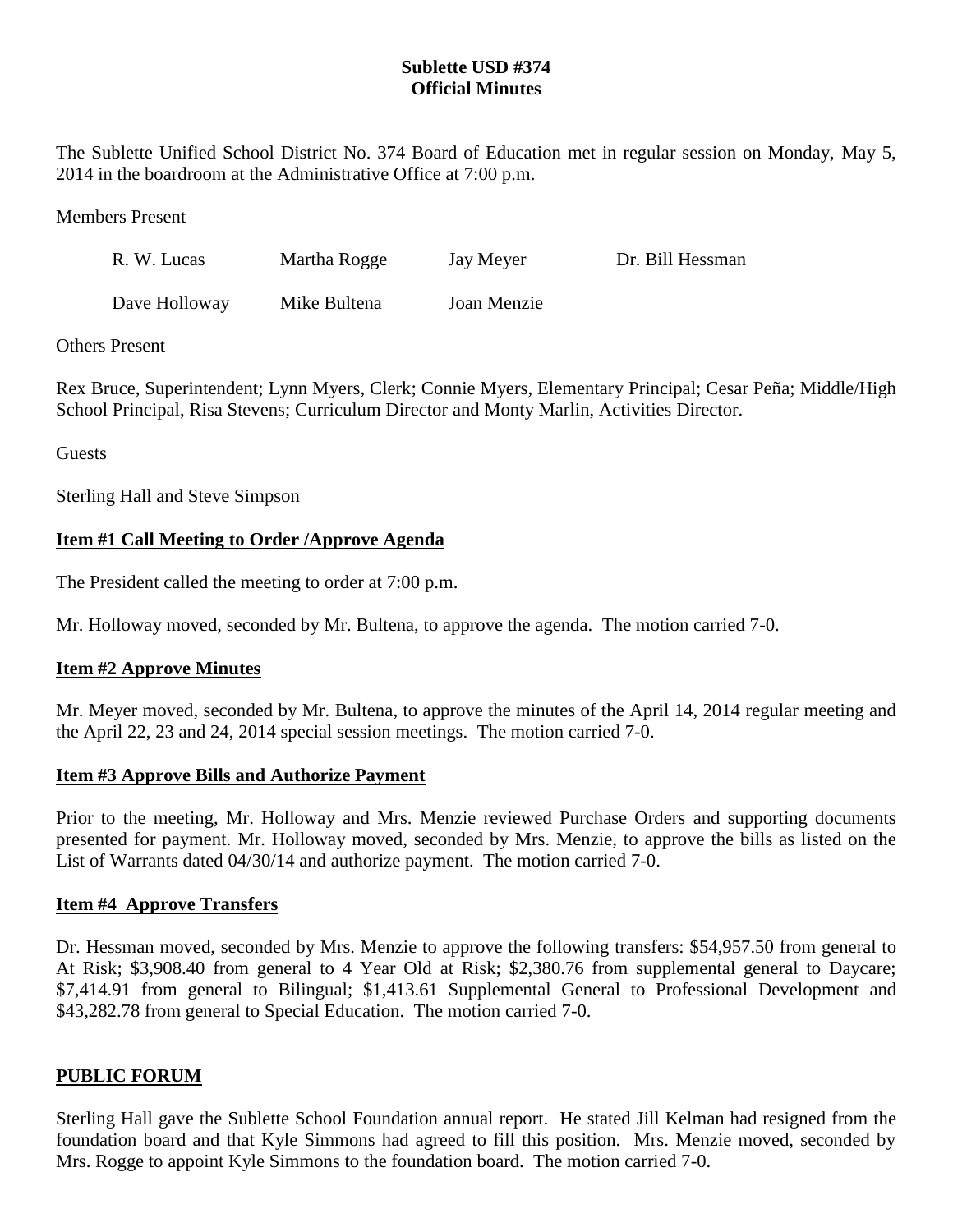# Sublette USD #374
## Official Minutes

The Sublette Unified School District No. 374 Board of Education met in regular session on Monday, May 5, 2014 in the boardroom at the Administrative Office at 7:00 p.m.

Members Present

| | | | |
|---|---|---|---|
| R. W. Lucas | Martha Rogge | Jay Meyer | Dr. Bill Hessman |
| Dave Holloway | Mike Bultena | Joan Menzie | |

Others Present

Rex Bruce, Superintendent; Lynn Myers, Clerk; Connie Myers, Elementary Principal; Cesar Peña; Middle/High School Principal, Risa Stevens; Curriculum Director and Monty Marlin, Activities Director.

Guests

Sterling Hall and Steve Simpson

### Item #1 Call Meeting to Order /Approve Agenda

The President called the meeting to order at 7:00 p.m.

Mr. Holloway moved, seconded by Mr. Bultena, to approve the agenda. The motion carried 7-0.

### Item #2 Approve Minutes

Mr. Meyer moved, seconded by Mr. Bultena, to approve the minutes of the April 14, 2014 regular meeting and the April 22, 23 and 24, 2014 special session meetings. The motion carried 7-0.

### Item #3 Approve Bills and Authorize Payment

Prior to the meeting, Mr. Holloway and Mrs. Menzie reviewed Purchase Orders and supporting documents presented for payment. Mr. Holloway moved, seconded by Mrs. Menzie, to approve the bills as listed on the List of Warrants dated 04/30/14 and authorize payment. The motion carried 7-0.

### Item #4 Approve Transfers

Dr. Hessman moved, seconded by Mrs. Menzie to approve the following transfers: $54,957.50 from general to At Risk; $3,908.40 from general to 4 Year Old at Risk; $2,380.76 from supplemental general to Daycare; $7,414.91 from general to Bilingual; $1,413.61 Supplemental General to Professional Development and $43,282.78 from general to Special Education. The motion carried 7-0.

### PUBLIC FORUM

Sterling Hall gave the Sublette School Foundation annual report. He stated Jill Kelman had resigned from the foundation board and that Kyle Simmons had agreed to fill this position. Mrs. Menzie moved, seconded by Mrs. Rogge to appoint Kyle Simmons to the foundation board. The motion carried 7-0.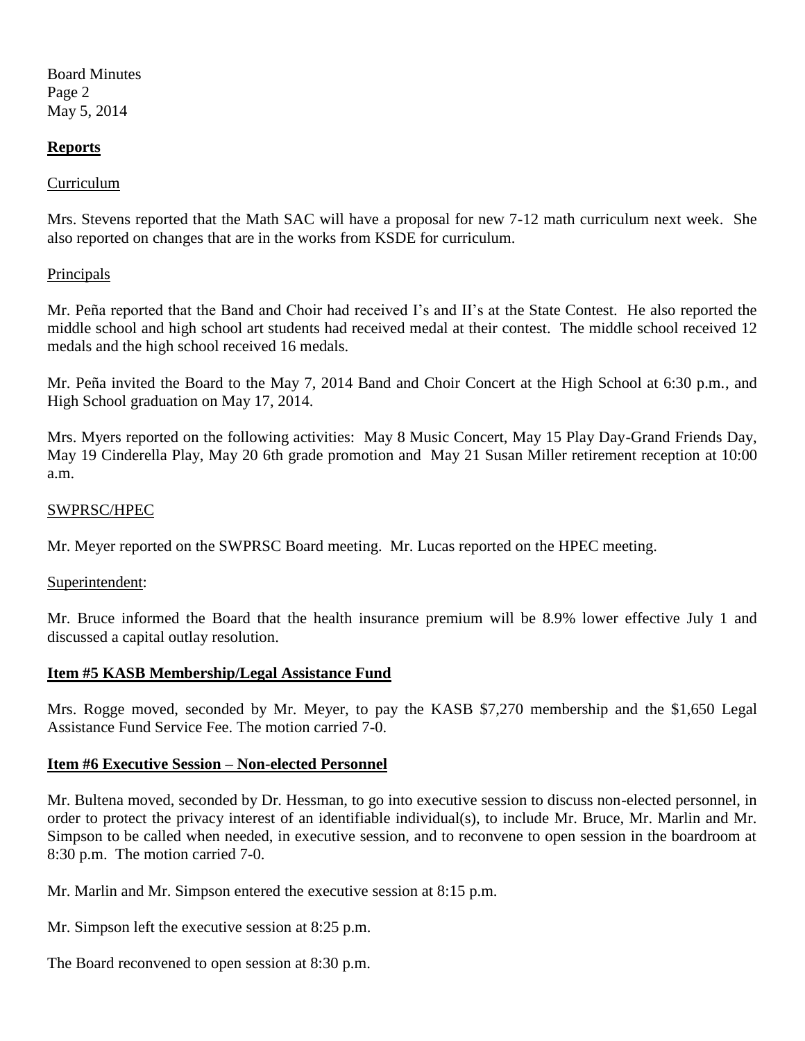## Reports

Curriculum

Mrs. Stevens reported that the Math SAC will have a proposal for new 7-12 math curriculum next week. She also reported on changes that are in the works from KSDE for curriculum.

Principals

Mr. Peña reported that the Band and Choir had received I's and II's at the State Contest. He also reported the middle school and high school art students had received medal at their contest. The middle school received 12 medals and the high school received 16 medals.

Mr. Peña invited the Board to the May 7, 2014 Band and Choir Concert at the High School at 6:30 p.m., and High School graduation on May 17, 2014.

Mrs. Myers reported on the following activities: May 8 Music Concert, May 15 Play Day-Grand Friends Day, May 19 Cinderella Play, May 20 6th grade promotion and May 21 Susan Miller retirement reception at 10:00 a.m.

SWPRSC/HPEC

Mr. Meyer reported on the SWPRSC Board meeting. Mr. Lucas reported on the HPEC meeting.

Superintendent:

Mr. Bruce informed the Board that the health insurance premium will be 8.9% lower effective July 1 and discussed a capital outlay resolution.

## Item #5 KASB Membership/Legal Assistance Fund

Mrs. Rogge moved, seconded by Mr. Meyer, to pay the KASB $7,270 membership and the $1,650 Legal Assistance Fund Service Fee. The motion carried 7-0.

## Item #6 Executive Session – Non-elected Personnel

Mr. Bultena moved, seconded by Dr. Hessman, to go into executive session to discuss non-elected personnel, in order to protect the privacy interest of an identifiable individual(s), to include Mr. Bruce, Mr. Marlin and Mr. Simpson to be called when needed, in executive session, and to reconvene to open session in the boardroom at 8:30 p.m. The motion carried 7-0.

Mr. Marlin and Mr. Simpson entered the executive session at 8:15 p.m.

Mr. Simpson left the executive session at 8:25 p.m.

The Board reconvened to open session at 8:30 p.m.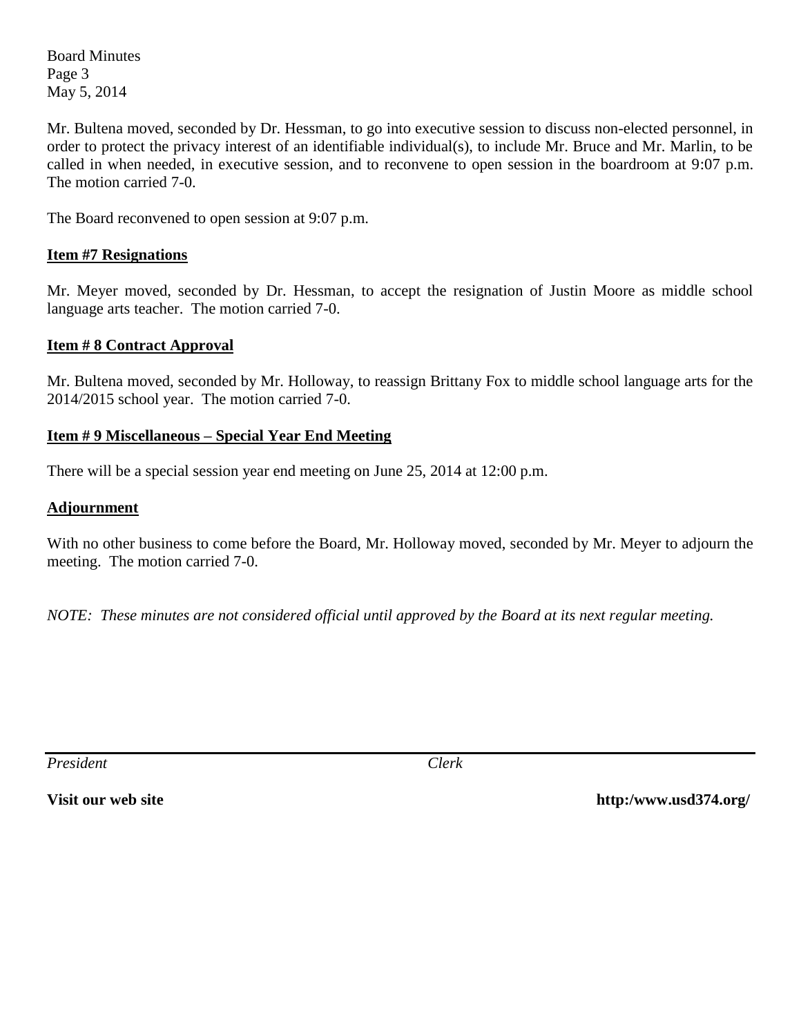Mr. Bultena moved, seconded by Dr. Hessman, to go into executive session to discuss non-elected personnel, in order to protect the privacy interest of an identifiable individual(s), to include Mr. Bruce and Mr. Marlin, to be called in when needed, in executive session, and to reconvene to open session in the boardroom at 9:07 p.m. The motion carried 7-0.

The Board reconvened to open session at 9:07 p.m.

**Item #7 Resignations**

Mr. Meyer moved, seconded by Dr. Hessman, to accept the resignation of Justin Moore as middle school language arts teacher. The motion carried 7-0.

**Item # 8 Contract Approval**

Mr. Bultena moved, seconded by Mr. Holloway, to reassign Brittany Fox to middle school language arts for the 2014/2015 school year. The motion carried 7-0.

**Item # 9 Miscellaneous – Special Year End Meeting**

There will be a special session year end meeting on June 25, 2014 at 12:00 p.m.

**Adjournment**

With no other business to come before the Board, Mr. Holloway moved, seconded by Mr. Meyer to adjourn the meeting. The motion carried 7-0.

*NOTE: These minutes are not considered official until approved by the Board at its next regular meeting.*

*President* *Clerk*

**Visit our web site** **http:/www.usd374.org/**